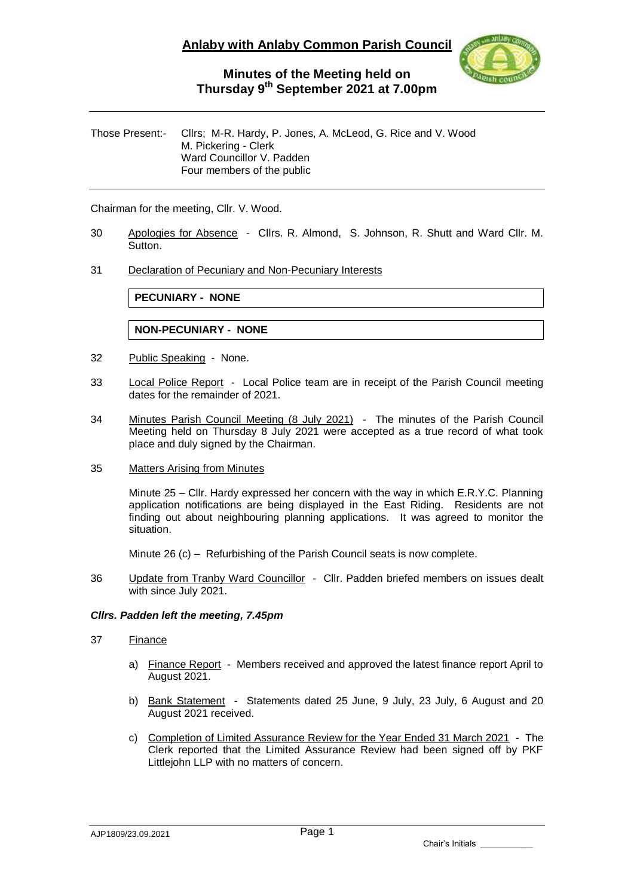# Anlaby with Anlaby Common Parish Council

## Minutes of the Meeting held on Thursday 9th September 2021 at 7.00pm

Those Present:- Cllrs; M-R. Hardy, P. Jones, A. McLeod, G. Rice and V. Wood
M. Pickering - Clerk
Ward Councillor V. Padden
Four members of the public

Chairman for the meeting, Cllr. V. Wood.

30 Apologies for Absence - Cllrs. R. Almond, S. Johnson, R. Shutt and Ward Cllr. M. Sutton.

31 Declaration of Pecuniary and Non-Pecuniary Interests

| **PECUNIARY - NONE** |
|---|

| **NON-PECUNIARY - NONE** |
|---|

32 Public Speaking - None.

33 Local Police Report - Local Police team are in receipt of the Parish Council meeting dates for the remainder of 2021.

34 Minutes Parish Council Meeting (8 July 2021) - The minutes of the Parish Council Meeting held on Thursday 8 July 2021 were accepted as a true record of what took place and duly signed by the Chairman.

35 Matters Arising from Minutes

Minute 25 – Cllr. Hardy expressed her concern with the way in which E.R.Y.C. Planning application notifications are being displayed in the East Riding. Residents are not finding out about neighbouring planning applications. It was agreed to monitor the situation.

Minute 26 (c) – Refurbishing of the Parish Council seats is now complete.

36 Update from Tranby Ward Councillor - Cllr. Padden briefed members on issues dealt with since July 2021.

***Cllrs. Padden left the meeting, 7.45pm***

37 Finance

a) Finance Report - Members received and approved the latest finance report April to August 2021.

b) Bank Statement - Statements dated 25 June, 9 July, 23 July, 6 August and 20 August 2021 received.

c) Completion of Limited Assurance Review for the Year Ended 31 March 2021 - The Clerk reported that the Limited Assurance Review had been signed off by PKF Littlejohn LLP with no matters of concern.

AJP1809/23.09.2021

Chair's Initials ___________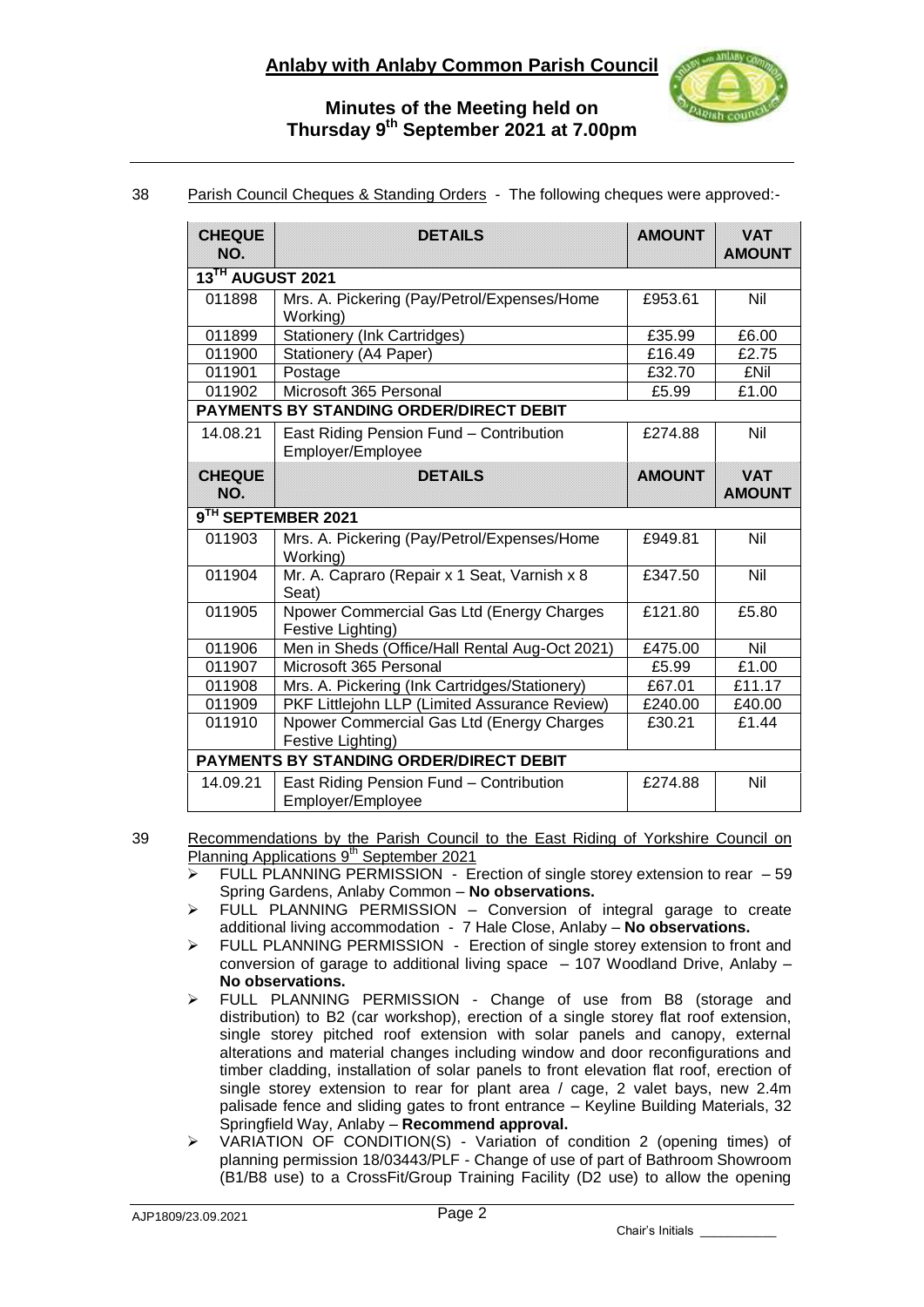38 Parish Council Cheques & Standing Orders - The following cheques were approved:-

| CHEQUE NO. | DETAILS | AMOUNT | VAT AMOUNT |
|---|---|---|---|
| **13TH AUGUST 2021** | | | |
| 011898 | Mrs. A. Pickering (Pay/Petrol/Expenses/Home Working) | £953.61 | Nil |
| 011899 | Stationery (Ink Cartridges) | £35.99 | £6.00 |
| 011900 | Stationery (A4 Paper) | £16.49 | £2.75 |
| 011901 | Postage | £32.70 | £Nil |
| 011902 | Microsoft 365 Personal | £5.99 | £1.00 |
| **PAYMENTS BY STANDING ORDER/DIRECT DEBIT** | | | |
| 14.08.21 | East Riding Pension Fund – Contribution Employer/Employee | £274.88 | Nil |
| **CHEQUE NO.** | **DETAILS** | **AMOUNT** | **VAT AMOUNT** |
| **9TH SEPTEMBER 2021** | | | |
| 011903 | Mrs. A. Pickering (Pay/Petrol/Expenses/Home Working) | £949.81 | Nil |
| 011904 | Mr. A. Capraro (Repair x 1 Seat, Varnish x 8 Seat) | £347.50 | Nil |
| 011905 | Npower Commercial Gas Ltd (Energy Charges Festive Lighting) | £121.80 | £5.80 |
| 011906 | Men in Sheds (Office/Hall Rental Aug-Oct 2021) | £475.00 | Nil |
| 011907 | Microsoft 365 Personal | £5.99 | £1.00 |
| 011908 | Mrs. A. Pickering (Ink Cartridges/Stationery) | £67.01 | £11.17 |
| 011909 | PKF Littlejohn LLP (Limited Assurance Review) | £240.00 | £40.00 |
| 011910 | Npower Commercial Gas Ltd (Energy Charges Festive Lighting) | £30.21 | £1.44 |
| **PAYMENTS BY STANDING ORDER/DIRECT DEBIT** | | | |
| 14.09.21 | East Riding Pension Fund – Contribution Employer/Employee | £274.88 | Nil |

39 Recommendations by the Parish Council to the East Riding of Yorkshire Council on Planning Applications 9th September 2021

- FULL PLANNING PERMISSION - Erection of single storey extension to rear – 59 Spring Gardens, Anlaby Common – **No observations.**
- FULL PLANNING PERMISSION – Conversion of integral garage to create additional living accommodation - 7 Hale Close, Anlaby – **No observations.**
- FULL PLANNING PERMISSION - Erection of single storey extension to front and conversion of garage to additional living space – 107 Woodland Drive, Anlaby – **No observations.**
- FULL PLANNING PERMISSION - Change of use from B8 (storage and distribution) to B2 (car workshop), erection of a single storey flat roof extension, single storey pitched roof extension with solar panels and canopy, external alterations and material changes including window and door reconfigurations and timber cladding, installation of solar panels to front elevation flat roof, erection of single storey extension to rear for plant area / cage, 2 valet bays, new 2.4m palisade fence and sliding gates to front entrance – Keyline Building Materials, 32 Springfield Way, Anlaby – **Recommend approval.**
- VARIATION OF CONDITION(S) - Variation of condition 2 (opening times) of planning permission 18/03443/PLF - Change of use of part of Bathroom Showroom (B1/B8 use) to a CrossFit/Group Training Facility (D2 use) to allow the opening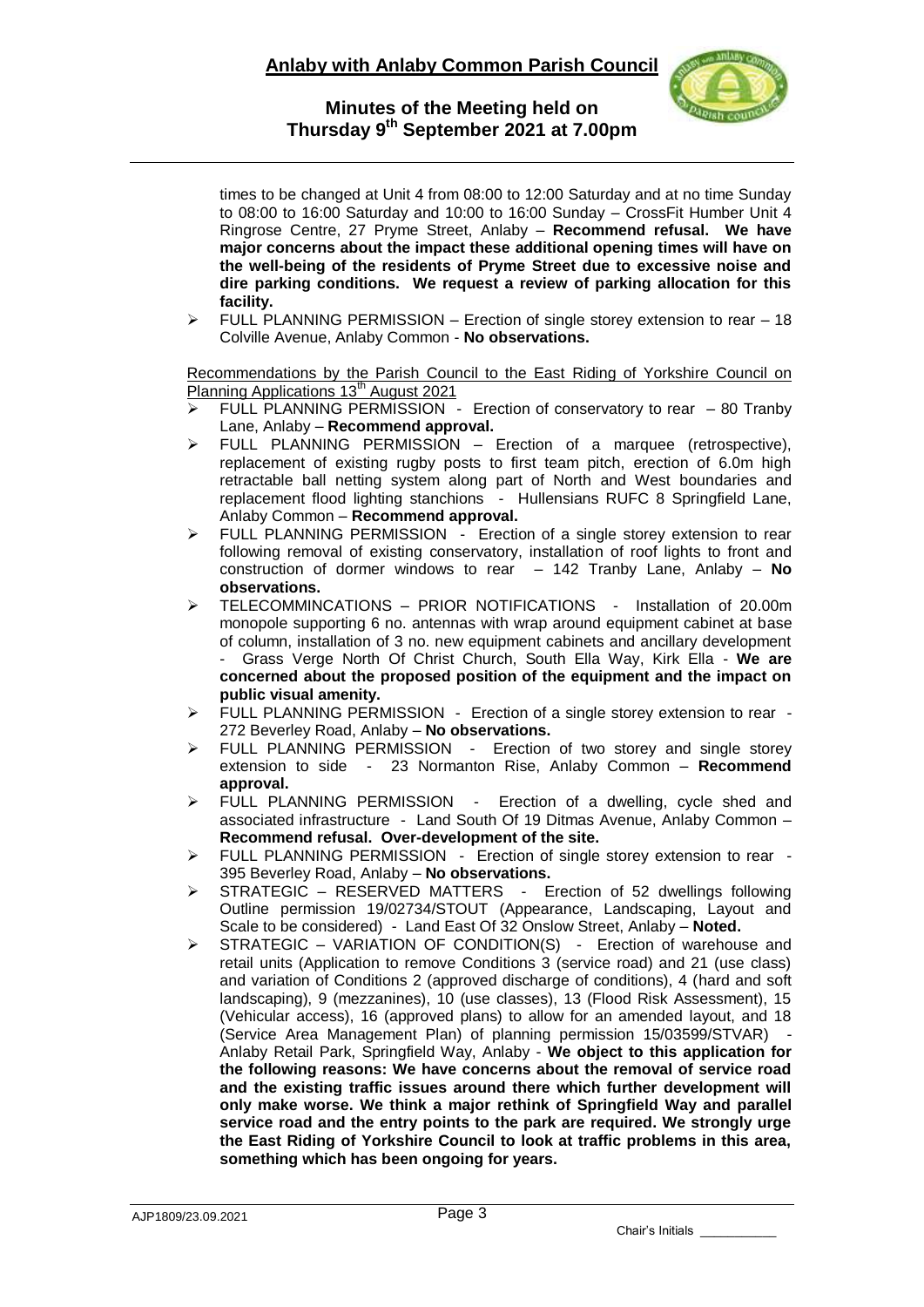times to be changed at Unit 4 from 08:00 to 12:00 Saturday and at no time Sunday to 08:00 to 16:00 Saturday and 10:00 to 16:00 Sunday – CrossFit Humber Unit 4 Ringrose Centre, 27 Pryme Street, Anlaby – **Recommend refusal. We have major concerns about the impact these additional opening times will have on the well-being of the residents of Pryme Street due to excessive noise and dire parking conditions. We request a review of parking allocation for this facility.**

- FULL PLANNING PERMISSION – Erection of single storey extension to rear – 18 Colville Avenue, Anlaby Common - **No observations.**

Recommendations by the Parish Council to the East Riding of Yorkshire Council on Planning Applications 13th August 2021

- FULL PLANNING PERMISSION - Erection of conservatory to rear – 80 Tranby Lane, Anlaby – **Recommend approval.**
- FULL PLANNING PERMISSION – Erection of a marquee (retrospective), replacement of existing rugby posts to first team pitch, erection of 6.0m high retractable ball netting system along part of North and West boundaries and replacement flood lighting stanchions - Hullensians RUFC 8 Springfield Lane, Anlaby Common – **Recommend approval.**
- FULL PLANNING PERMISSION - Erection of a single storey extension to rear following removal of existing conservatory, installation of roof lights to front and construction of dormer windows to rear – 142 Tranby Lane, Anlaby – **No observations.**
- TELECOMMINCATIONS – PRIOR NOTIFICATIONS - Installation of 20.00m monopole supporting 6 no. antennas with wrap around equipment cabinet at base of column, installation of 3 no. new equipment cabinets and ancillary development - Grass Verge North Of Christ Church, South Ella Way, Kirk Ella - **We are concerned about the proposed position of the equipment and the impact on public visual amenity.**
- FULL PLANNING PERMISSION - Erection of a single storey extension to rear - 272 Beverley Road, Anlaby – **No observations.**
- FULL PLANNING PERMISSION - Erection of two storey and single storey extension to side - 23 Normanton Rise, Anlaby Common – **Recommend approval.**
- FULL PLANNING PERMISSION - Erection of a dwelling, cycle shed and associated infrastructure - Land South Of 19 Ditmas Avenue, Anlaby Common – **Recommend refusal. Over-development of the site.**
- FULL PLANNING PERMISSION - Erection of single storey extension to rear - 395 Beverley Road, Anlaby – **No observations.**
- STRATEGIC – RESERVED MATTERS - Erection of 52 dwellings following Outline permission 19/02734/STOUT (Appearance, Landscaping, Layout and Scale to be considered) - Land East Of 32 Onslow Street, Anlaby – **Noted.**
- STRATEGIC – VARIATION OF CONDITION(S) - Erection of warehouse and retail units (Application to remove Conditions 3 (service road) and 21 (use class) and variation of Conditions 2 (approved discharge of conditions), 4 (hard and soft landscaping), 9 (mezzanines), 10 (use classes), 13 (Flood Risk Assessment), 15 (Vehicular access), 16 (approved plans) to allow for an amended layout, and 18 (Service Area Management Plan) of planning permission 15/03599/STVAR) - Anlaby Retail Park, Springfield Way, Anlaby - **We object to this application for the following reasons: We have concerns about the removal of service road and the existing traffic issues around there which further development will only make worse. We think a major rethink of Springfield Way and parallel service road and the entry points to the park are required. We strongly urge the East Riding of Yorkshire Council to look at traffic problems in this area, something which has been ongoing for years.**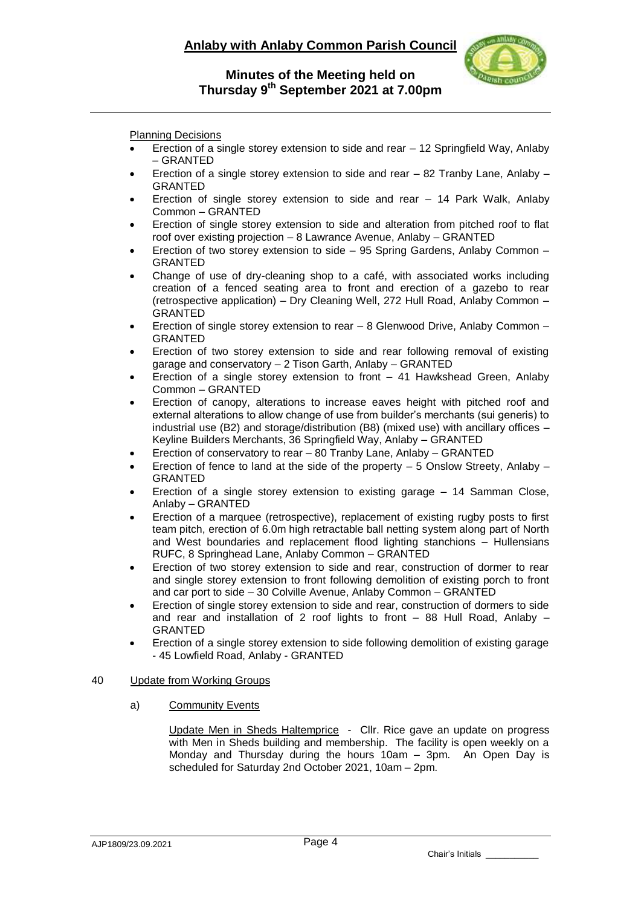Planning Decisions

- Erection of a single storey extension to side and rear – 12 Springfield Way, Anlaby – GRANTED
- Erection of a single storey extension to side and rear – 82 Tranby Lane, Anlaby – GRANTED
- Erection of single storey extension to side and rear – 14 Park Walk, Anlaby Common – GRANTED
- Erection of single storey extension to side and alteration from pitched roof to flat roof over existing projection – 8 Lawrance Avenue, Anlaby – GRANTED
- Erection of two storey extension to side – 95 Spring Gardens, Anlaby Common – GRANTED
- Change of use of dry-cleaning shop to a café, with associated works including creation of a fenced seating area to front and erection of a gazebo to rear (retrospective application) – Dry Cleaning Well, 272 Hull Road, Anlaby Common – GRANTED
- Erection of single storey extension to rear – 8 Glenwood Drive, Anlaby Common – GRANTED
- Erection of two storey extension to side and rear following removal of existing garage and conservatory – 2 Tison Garth, Anlaby – GRANTED
- Erection of a single storey extension to front – 41 Hawkshead Green, Anlaby Common – GRANTED
- Erection of canopy, alterations to increase eaves height with pitched roof and external alterations to allow change of use from builder's merchants (sui generis) to industrial use (B2) and storage/distribution (B8) (mixed use) with ancillary offices – Keyline Builders Merchants, 36 Springfield Way, Anlaby – GRANTED
- Erection of conservatory to rear – 80 Tranby Lane, Anlaby – GRANTED
- Erection of fence to land at the side of the property – 5 Onslow Streety, Anlaby – GRANTED
- Erection of a single storey extension to existing garage – 14 Samman Close, Anlaby – GRANTED
- Erection of a marquee (retrospective), replacement of existing rugby posts to first team pitch, erection of 6.0m high retractable ball netting system along part of North and West boundaries and replacement flood lighting stanchions – Hullensians RUFC, 8 Springhead Lane, Anlaby Common – GRANTED
- Erection of two storey extension to side and rear, construction of dormer to rear and single storey extension to front following demolition of existing porch to front and car port to side – 30 Colville Avenue, Anlaby Common – GRANTED
- Erection of single storey extension to side and rear, construction of dormers to side and rear and installation of 2 roof lights to front – 88 Hull Road, Anlaby – GRANTED
- Erection of a single storey extension to side following demolition of existing garage - 45 Lowfield Road, Anlaby - GRANTED

40 Update from Working Groups

a) Community Events

Update Men in Sheds Haltemprice - Cllr. Rice gave an update on progress with Men in Sheds building and membership. The facility is open weekly on a Monday and Thursday during the hours 10am – 3pm. An Open Day is scheduled for Saturday 2nd October 2021, 10am – 2pm.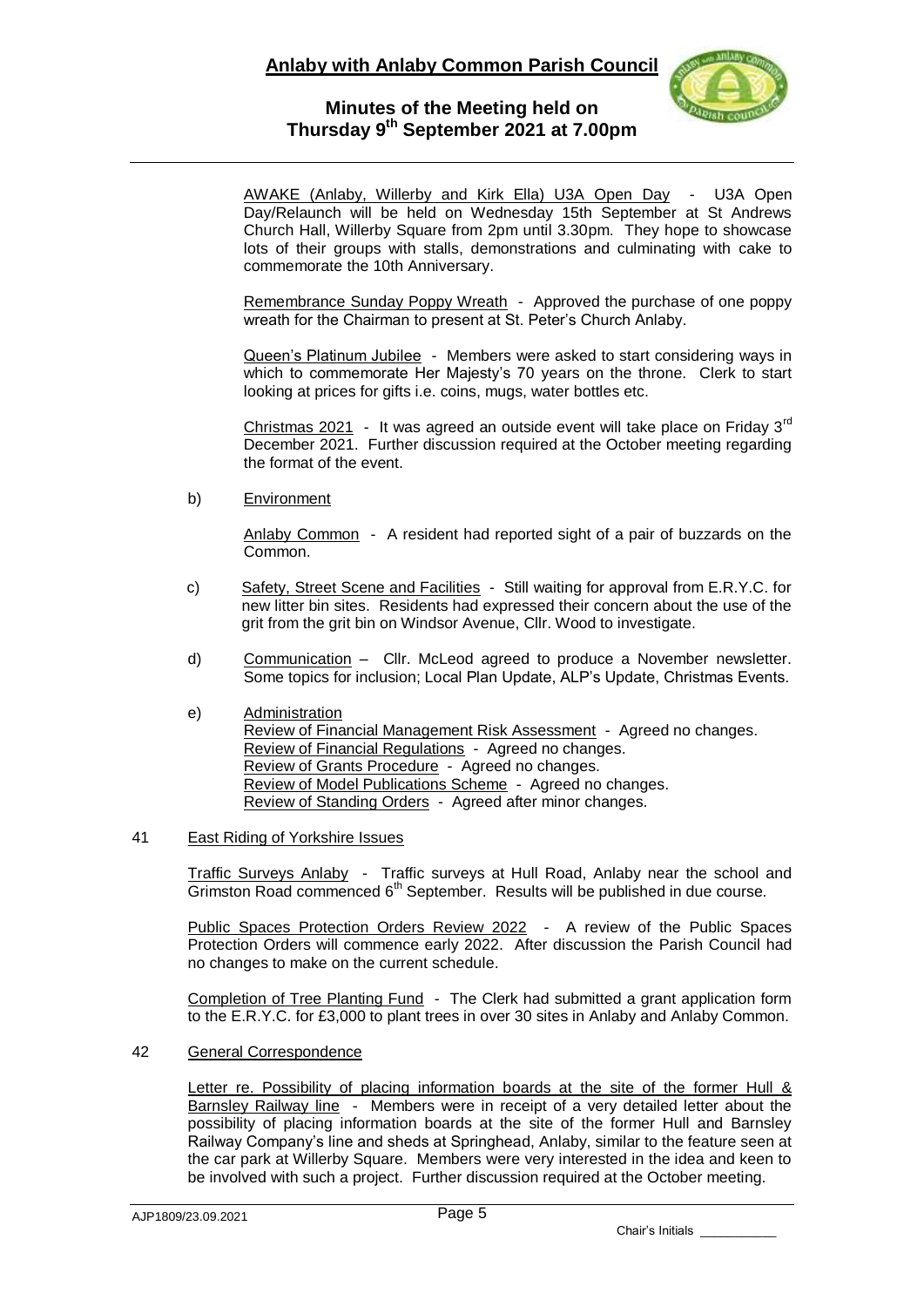AWAKE (Anlaby, Willerby and Kirk Ella) U3A Open Day - U3A Open Day/Relaunch will be held on Wednesday 15th September at St Andrews Church Hall, Willerby Square from 2pm until 3.30pm. They hope to showcase lots of their groups with stalls, demonstrations and culminating with cake to commemorate the 10th Anniversary.

Remembrance Sunday Poppy Wreath - Approved the purchase of one poppy wreath for the Chairman to present at St. Peter's Church Anlaby.

Queen's Platinum Jubilee - Members were asked to start considering ways in which to commemorate Her Majesty's 70 years on the throne. Clerk to start looking at prices for gifts i.e. coins, mugs, water bottles etc.

Christmas 2021 - It was agreed an outside event will take place on Friday 3rd December 2021. Further discussion required at the October meeting regarding the format of the event.

b) Environment

Anlaby Common - A resident had reported sight of a pair of buzzards on the Common.

c) Safety, Street Scene and Facilities - Still waiting for approval from E.R.Y.C. for new litter bin sites. Residents had expressed their concern about the use of the grit from the grit bin on Windsor Avenue, Cllr. Wood to investigate.

d) Communication – Cllr. McLeod agreed to produce a November newsletter. Some topics for inclusion; Local Plan Update, ALP's Update, Christmas Events.

e) Administration
Review of Financial Management Risk Assessment - Agreed no changes.
Review of Financial Regulations - Agreed no changes.
Review of Grants Procedure - Agreed no changes.
Review of Model Publications Scheme - Agreed no changes.
Review of Standing Orders - Agreed after minor changes.

41 East Riding of Yorkshire Issues

Traffic Surveys Anlaby - Traffic surveys at Hull Road, Anlaby near the school and Grimston Road commenced 6th September. Results will be published in due course.

Public Spaces Protection Orders Review 2022 - A review of the Public Spaces Protection Orders will commence early 2022. After discussion the Parish Council had no changes to make on the current schedule.

Completion of Tree Planting Fund - The Clerk had submitted a grant application form to the E.R.Y.C. for £3,000 to plant trees in over 30 sites in Anlaby and Anlaby Common.

42 General Correspondence

Letter re. Possibility of placing information boards at the site of the former Hull & Barnsley Railway line - Members were in receipt of a very detailed letter about the possibility of placing information boards at the site of the former Hull and Barnsley Railway Company's line and sheds at Springhead, Anlaby, similar to the feature seen at the car park at Willerby Square. Members were very interested in the idea and keen to be involved with such a project. Further discussion required at the October meeting.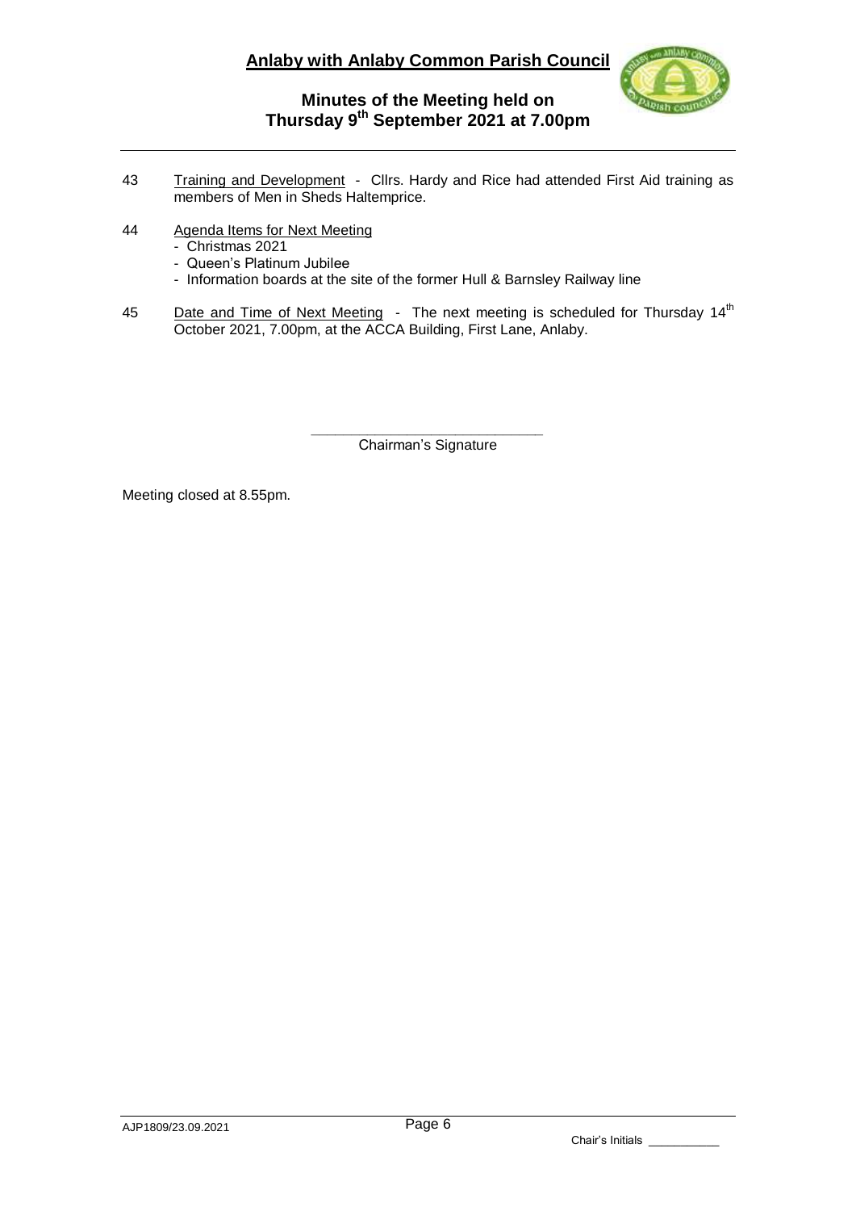43 Training and Development - Cllrs. Hardy and Rice had attended First Aid training as members of Men in Sheds Haltemprice.

44 Agenda Items for Next Meeting
- Christmas 2021
- Queen's Platinum Jubilee
- Information boards at the site of the former Hull & Barnsley Railway line

45 Date and Time of Next Meeting - The next meeting is scheduled for Thursday 14th October 2021, 7.00pm, at the ACCA Building, First Lane, Anlaby.

\_\_\_\_\_\_\_\_\_\_\_\_\_\_\_\_\_\_\_\_\_\_\_\_\_\_\_\_\_\_

Chairman's Signature

Meeting closed at 8.55pm.